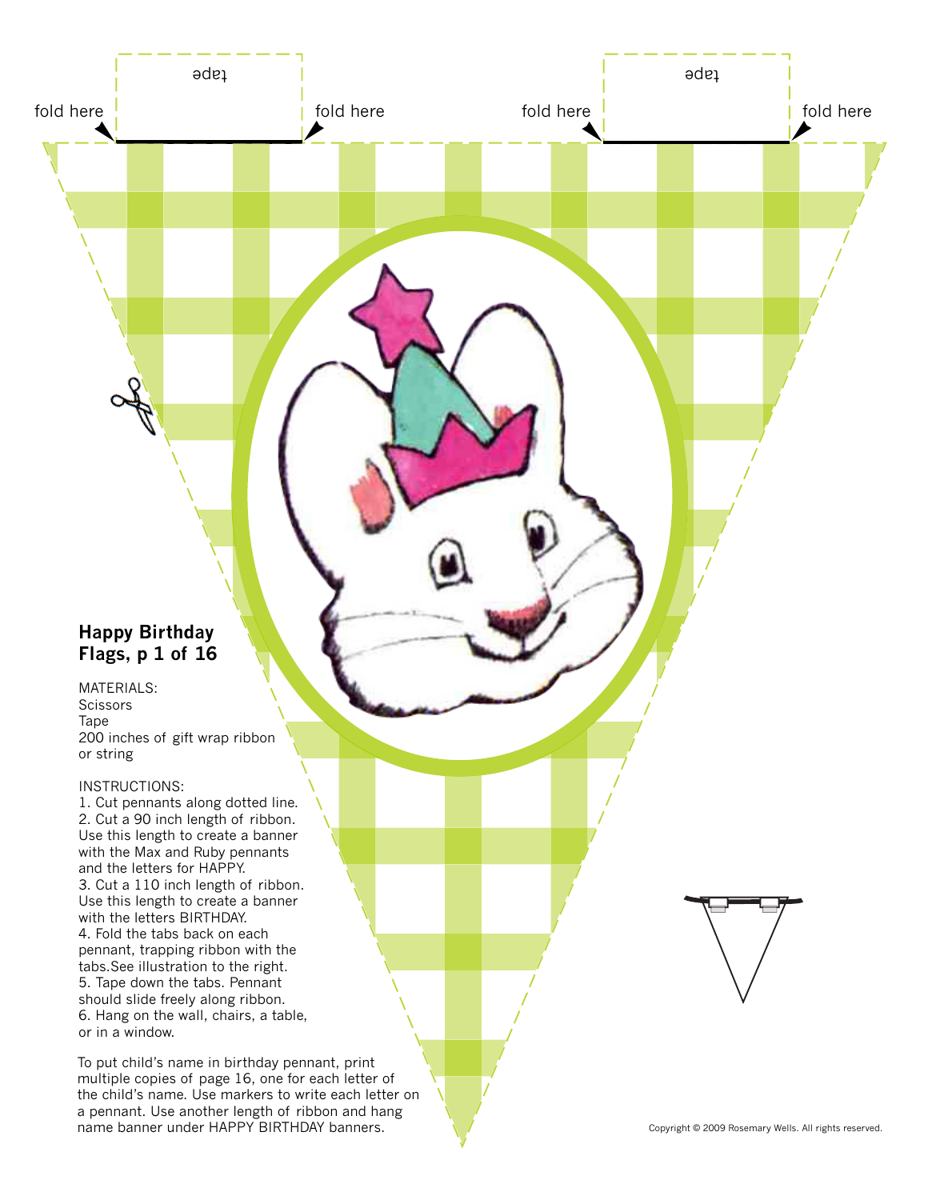tape

fold here

fold here

tape

fold here

fold here

**Happy Birthday Flags, p 1 of 16**

MATERIALS:
Scissors
Tape
200 inches of gift wrap ribbon or string

INSTRUCTIONS:
1. Cut pennants along dotted line.
2. Cut a 90 inch length of ribbon. Use this length to create a banner with the Max and Ruby pennants and the letters for HAPPY.
3. Cut a 110 inch length of ribbon. Use this length to create a banner with the letters BIRTHDAY.
4. Fold the tabs back on each pennant, trapping ribbon with the tabs. See illustration to the right.
5. Tape down the tabs. Pennant should slide freely along ribbon.
6. Hang on the wall, chairs, a table, or in a window.

To put child's name in birthday pennant, print multiple copies of page 16, one for each letter of the child's name. Use markers to write each letter on a pennant. Use another length of ribbon and hang name banner under HAPPY BIRTHDAY banners.

Copyright © 2009 Rosemary Wells. All rights reserved.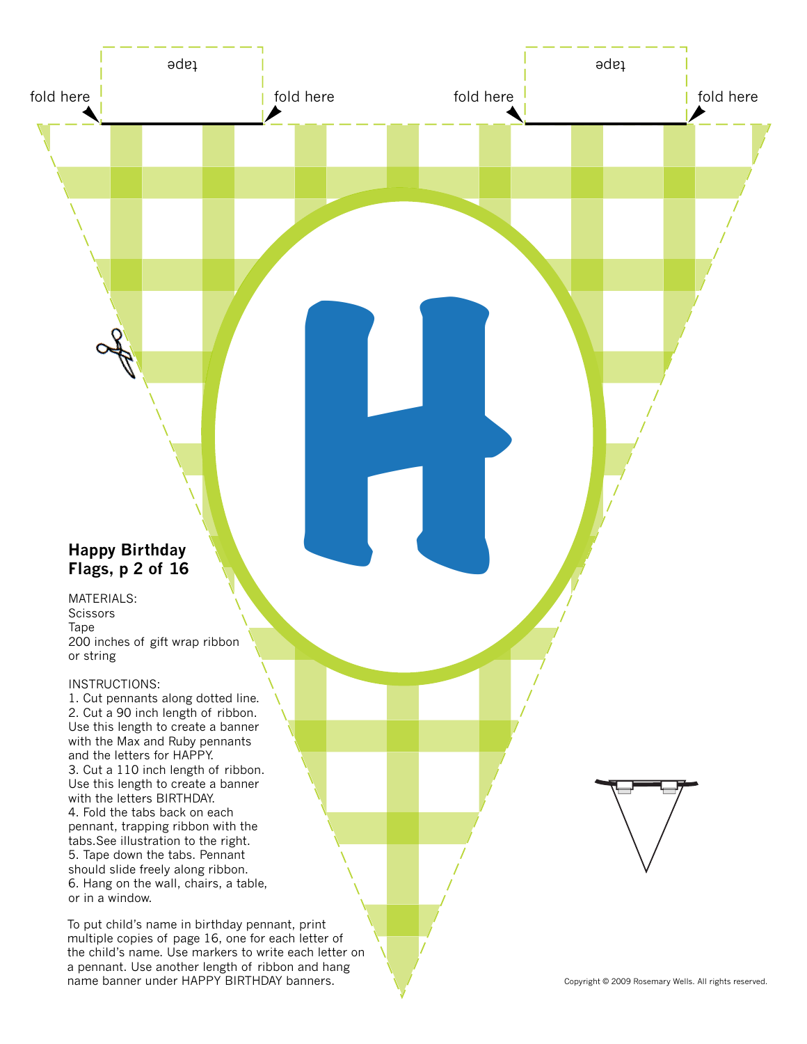tape

fold here

fold here

tape

fold here

fold here

H

**Happy Birthday Flags, p 2 of 16**

MATERIALS:
Scissors
Tape
200 inches of gift wrap ribbon or string

INSTRUCTIONS:
1. Cut pennants along dotted line.
2. Cut a 90 inch length of ribbon. Use this length to create a banner with the Max and Ruby pennants and the letters for HAPPY.
3. Cut a 110 inch length of ribbon. Use this length to create a banner with the letters BIRTHDAY.
4. Fold the tabs back on each pennant, trapping ribbon with the tabs.See illustration to the right.
5. Tape down the tabs. Pennant should slide freely along ribbon.
6. Hang on the wall, chairs, a table, or in a window.

To put child's name in birthday pennant, print multiple copies of page 16, one for each letter of the child's name. Use markers to write each letter on a pennant. Use another length of ribbon and hang name banner under HAPPY BIRTHDAY banners.

Copyright © 2009 Rosemary Wells. All rights reserved.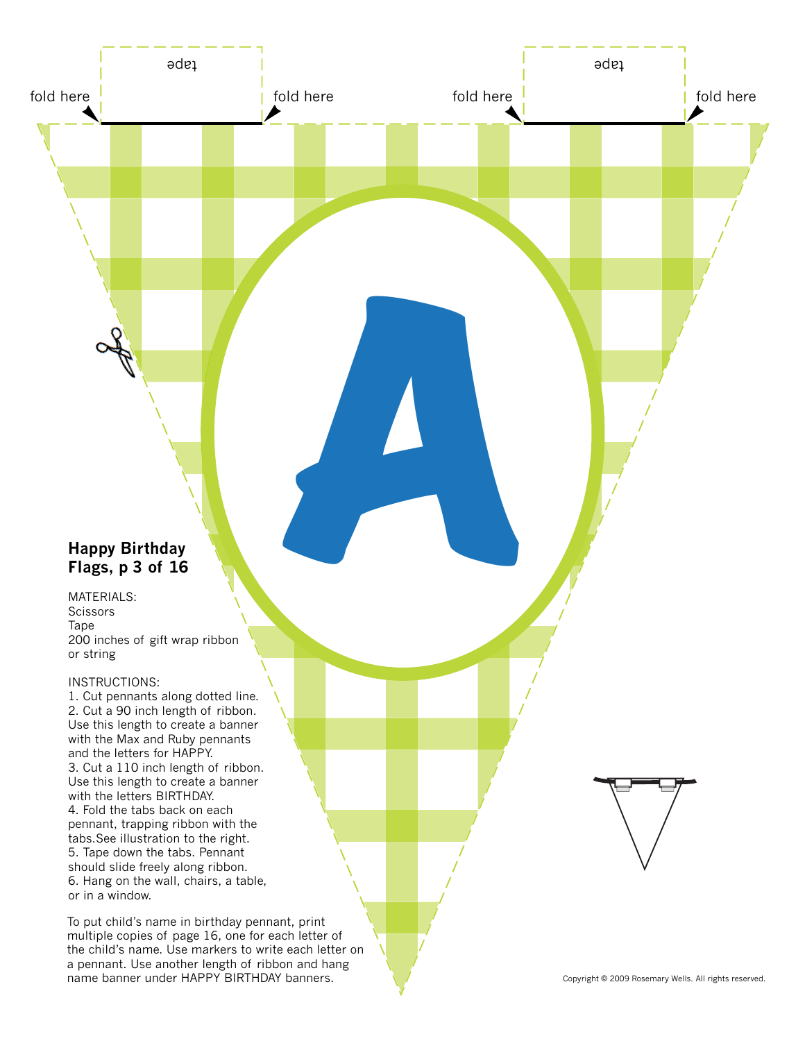tape

fold here

fold here

tape

fold here

fold here

A

**Happy Birthday Flags, p 3 of 16**

MATERIALS:
Scissors
Tape
200 inches of gift wrap ribbon or string

INSTRUCTIONS:

1. Cut pennants along dotted line.
2. Cut a 90 inch length of ribbon. Use this length to create a banner with the Max and Ruby pennants and the letters for HAPPY.
3. Cut a 110 inch length of ribbon. Use this length to create a banner with the letters BIRTHDAY.
4. Fold the tabs back on each pennant, trapping ribbon with the tabs.See illustration to the right.
5. Tape down the tabs. Pennant should slide freely along ribbon.
6. Hang on the wall, chairs, a table, or in a window.

To put child's name in birthday pennant, print multiple copies of page 16, one for each letter of the child's name. Use markers to write each letter on a pennant. Use another length of ribbon and hang name banner under HAPPY BIRTHDAY banners.

Copyright © 2009 Rosemary Wells. All rights reserved.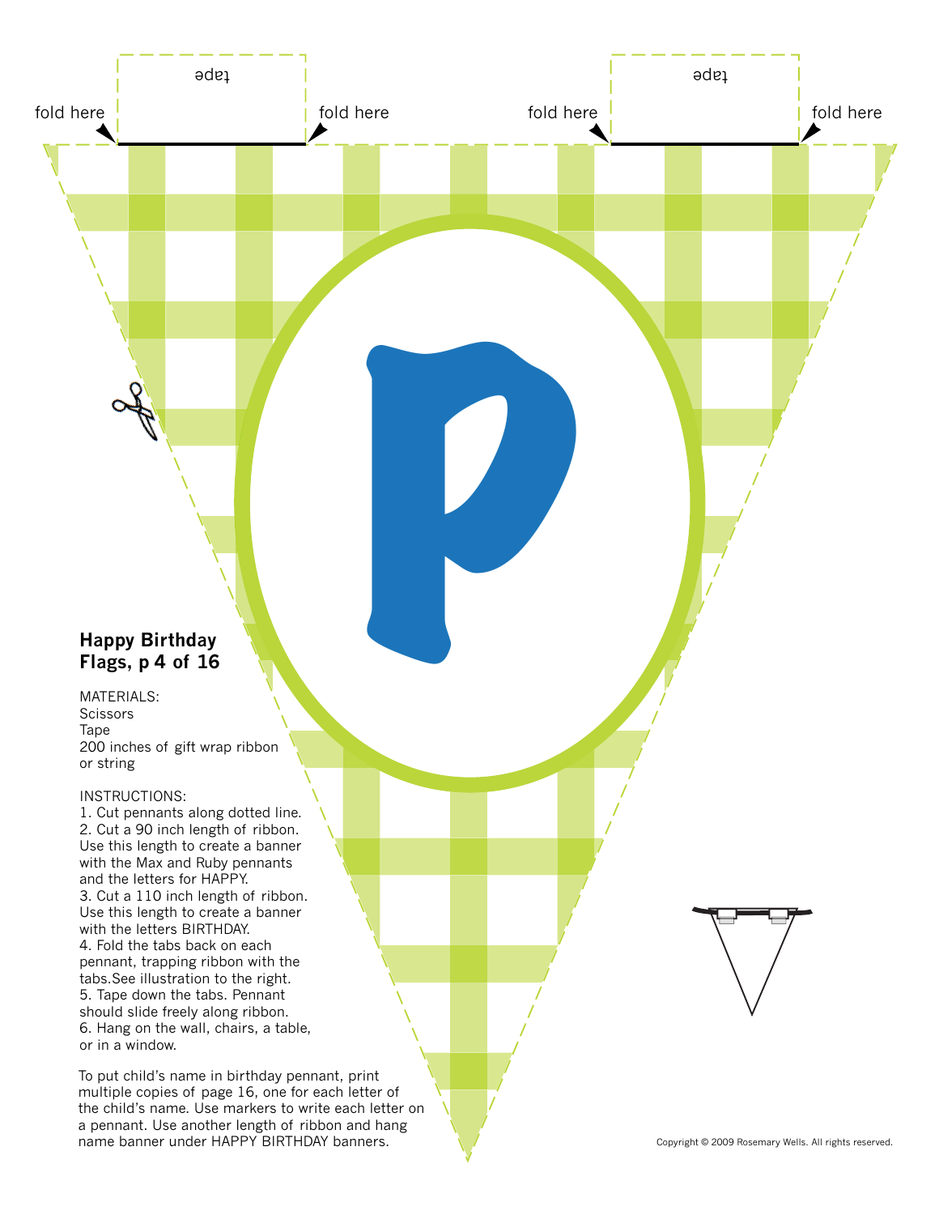tape

fold here

fold here

tape

fold here

fold here

P

**Happy Birthday Flags, p 4 of 16**

MATERIALS:
Scissors
Tape
200 inches of gift wrap ribbon or string

INSTRUCTIONS:
1. Cut pennants along dotted line.
2. Cut a 90 inch length of ribbon. Use this length to create a banner with the Max and Ruby pennants and the letters for HAPPY.
3. Cut a 110 inch length of ribbon. Use this length to create a banner with the letters BIRTHDAY.
4. Fold the tabs back on each pennant, trapping ribbon with the tabs.See illustration to the right.
5. Tape down the tabs. Pennant should slide freely along ribbon.
6. Hang on the wall, chairs, a table, or in a window.

To put child's name in birthday pennant, print multiple copies of page 16, one for each letter of the child's name. Use markers to write each letter on a pennant. Use another length of ribbon and hang name banner under HAPPY BIRTHDAY banners.

Copyright © 2009 Rosemary Wells. All rights reserved.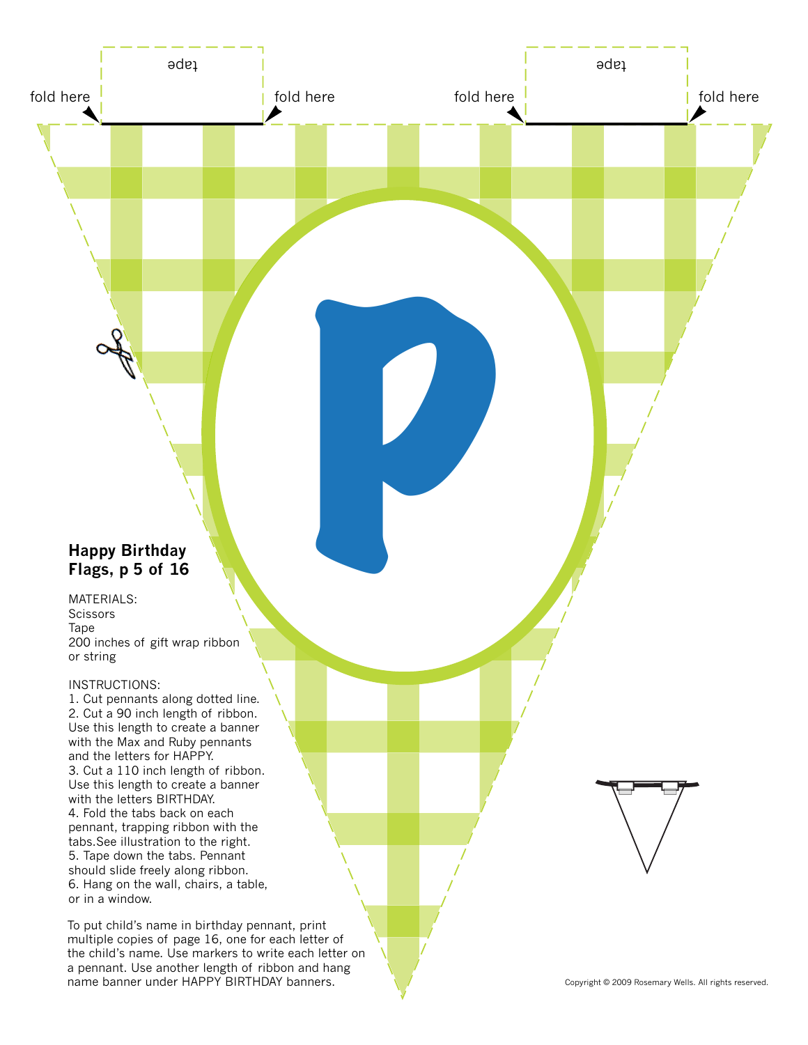tape

fold here

fold here

tape

fold here

fold here

P

## Happy Birthday Flags, p 5 of 16

MATERIALS:
Scissors
Tape
200 inches of gift wrap ribbon or string

INSTRUCTIONS:
1. Cut pennants along dotted line.
2. Cut a 90 inch length of ribbon. Use this length to create a banner with the Max and Ruby pennants and the letters for HAPPY.
3. Cut a 110 inch length of ribbon. Use this length to create a banner with the letters BIRTHDAY.
4. Fold the tabs back on each pennant, trapping ribbon with the tabs. See illustration to the right.
5. Tape down the tabs. Pennant should slide freely along ribbon.
6. Hang on the wall, chairs, a table, or in a window.

To put child's name in birthday pennant, print multiple copies of page 16, one for each letter of the child's name. Use markers to write each letter on a pennant. Use another length of ribbon and hang name banner under HAPPY BIRTHDAY banners.

Copyright © 2009 Rosemary Wells. All rights reserved.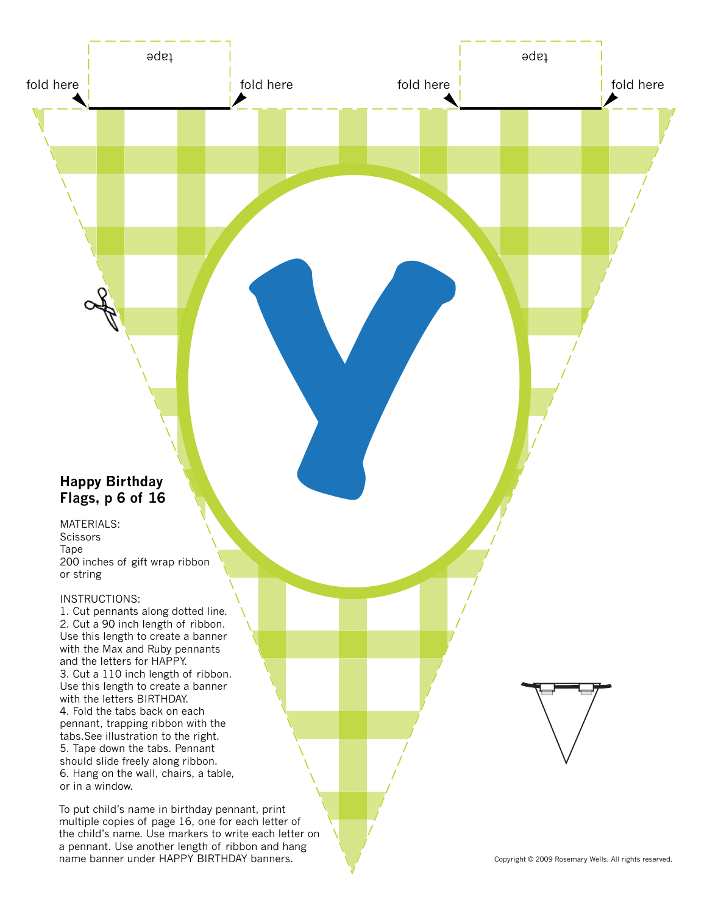tape

fold here

fold here

tape

fold here

fold here

Y

## Happy Birthday Flags, p 6 of 16

MATERIALS:
Scissors
Tape
200 inches of gift wrap ribbon or string

INSTRUCTIONS:
1. Cut pennants along dotted line.
2. Cut a 90 inch length of ribbon. Use this length to create a banner with the Max and Ruby pennants and the letters for HAPPY.
3. Cut a 110 inch length of ribbon. Use this length to create a banner with the letters BIRTHDAY.
4. Fold the tabs back on each pennant, trapping ribbon with the tabs.See illustration to the right.
5. Tape down the tabs. Pennant should slide freely along ribbon.
6. Hang on the wall, chairs, a table, or in a window.

To put child's name in birthday pennant, print multiple copies of page 16, one for each letter of the child's name. Use markers to write each letter on a pennant. Use another length of ribbon and hang name banner under HAPPY BIRTHDAY banners.

Copyright © 2009 Rosemary Wells. All rights reserved.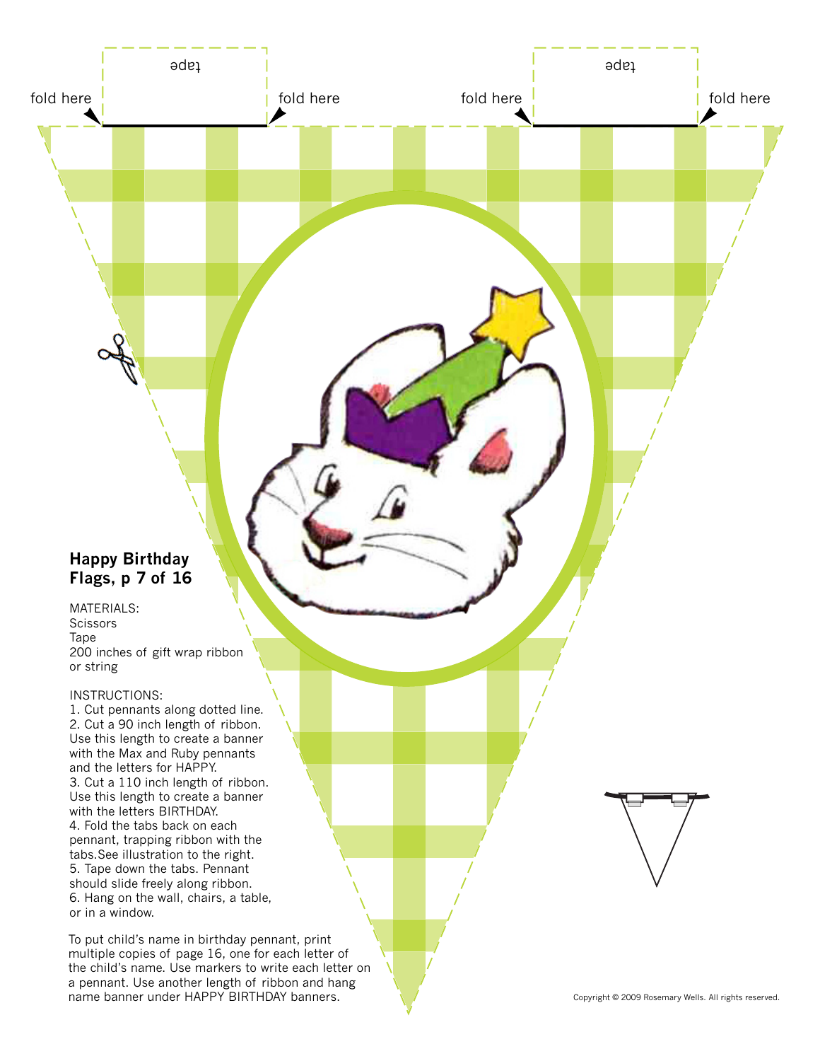tape

tape

fold here

fold here

fold here

fold here

**Happy Birthday Flags, p 7 of 16**

MATERIALS:
Scissors
Tape
200 inches of gift wrap ribbon or string

INSTRUCTIONS:
1. Cut pennants along dotted line.
2. Cut a 90 inch length of ribbon. Use this length to create a banner with the Max and Ruby pennants and the letters for HAPPY.
3. Cut a 110 inch length of ribbon. Use this length to create a banner with the letters BIRTHDAY.
4. Fold the tabs back on each pennant, trapping ribbon with the tabs. See illustration to the right.
5. Tape down the tabs. Pennant should slide freely along ribbon.
6. Hang on the wall, chairs, a table, or in a window.

To put child's name in birthday pennant, print multiple copies of page 16, one for each letter of the child's name. Use markers to write each letter on a pennant. Use another length of ribbon and hang name banner under HAPPY BIRTHDAY banners.

Copyright © 2009 Rosemary Wells. All rights reserved.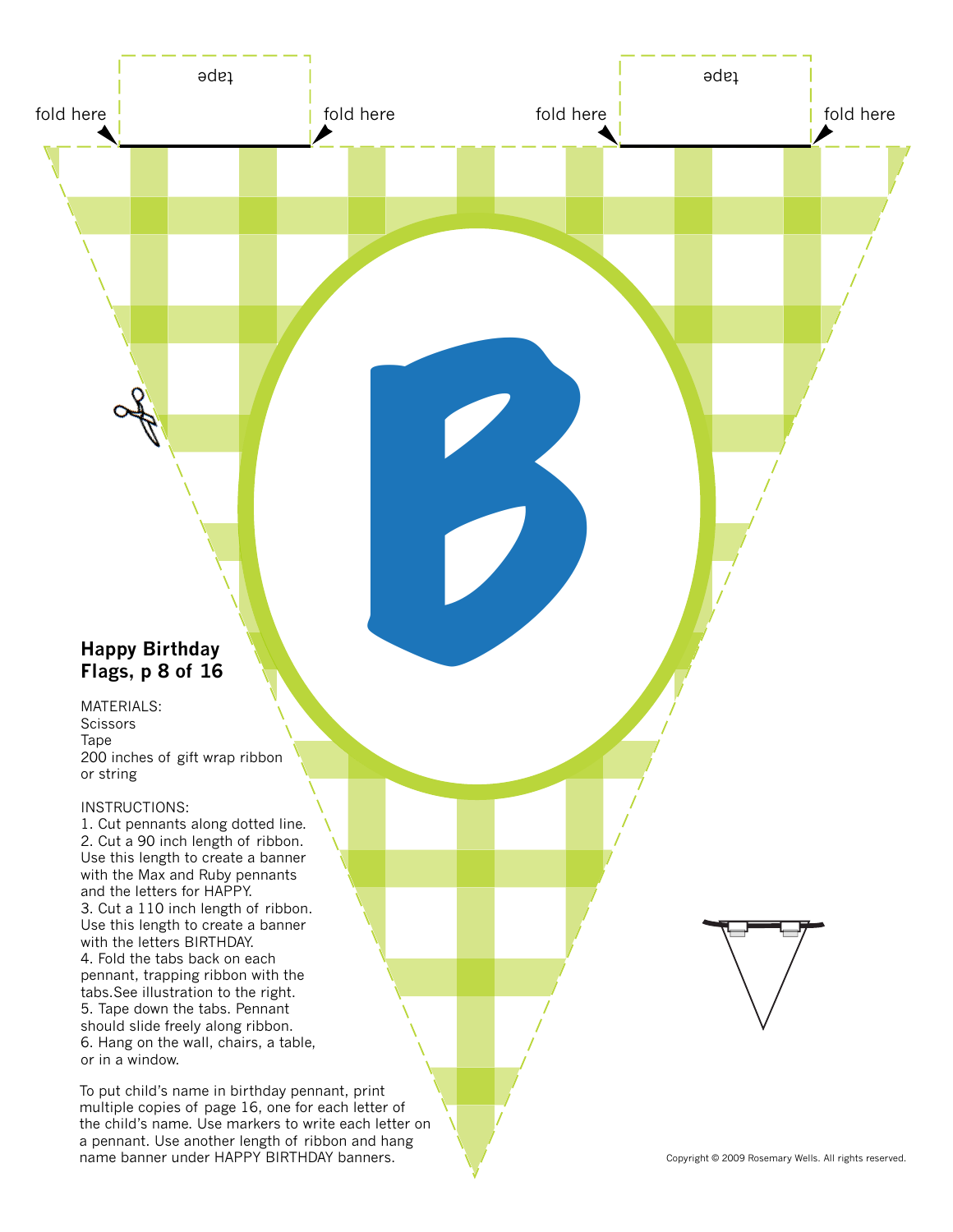tape

fold here

fold here

tape

fold here

fold here

B

**Happy Birthday Flags, p 8 of 16**

MATERIALS:
Scissors
Tape
200 inches of gift wrap ribbon or string

INSTRUCTIONS:
1. Cut pennants along dotted line.
2. Cut a 90 inch length of ribbon. Use this length to create a banner with the Max and Ruby pennants and the letters for HAPPY.
3. Cut a 110 inch length of ribbon. Use this length to create a banner with the letters BIRTHDAY.
4. Fold the tabs back on each pennant, trapping ribbon with the tabs.See illustration to the right.
5. Tape down the tabs. Pennant should slide freely along ribbon.
6. Hang on the wall, chairs, a table, or in a window.

To put child's name in birthday pennant, print multiple copies of page 16, one for each letter of the child's name. Use markers to write each letter on a pennant. Use another length of ribbon and hang name banner under HAPPY BIRTHDAY banners.

Copyright © 2009 Rosemary Wells. All rights reserved.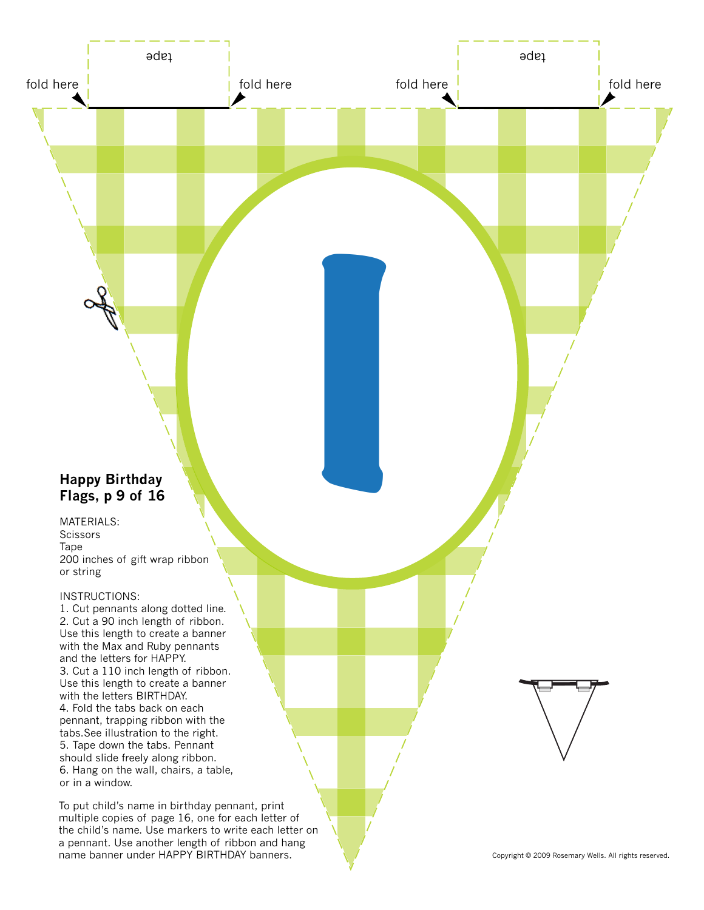tape

fold here

fold here

tape

fold here

fold here

I

**Happy Birthday Flags, p 9 of 16**

MATERIALS:
Scissors
Tape
200 inches of gift wrap ribbon or string

INSTRUCTIONS:
1. Cut pennants along dotted line.
2. Cut a 90 inch length of ribbon. Use this length to create a banner with the Max and Ruby pennants and the letters for HAPPY.
3. Cut a 110 inch length of ribbon. Use this length to create a banner with the letters BIRTHDAY.
4. Fold the tabs back on each pennant, trapping ribbon with the tabs.See illustration to the right.
5. Tape down the tabs. Pennant should slide freely along ribbon.
6. Hang on the wall, chairs, a table, or in a window.

To put child's name in birthday pennant, print multiple copies of page 16, one for each letter of the child's name. Use markers to write each letter on a pennant. Use another length of ribbon and hang name banner under HAPPY BIRTHDAY banners.

Copyright © 2009 Rosemary Wells. All rights reserved.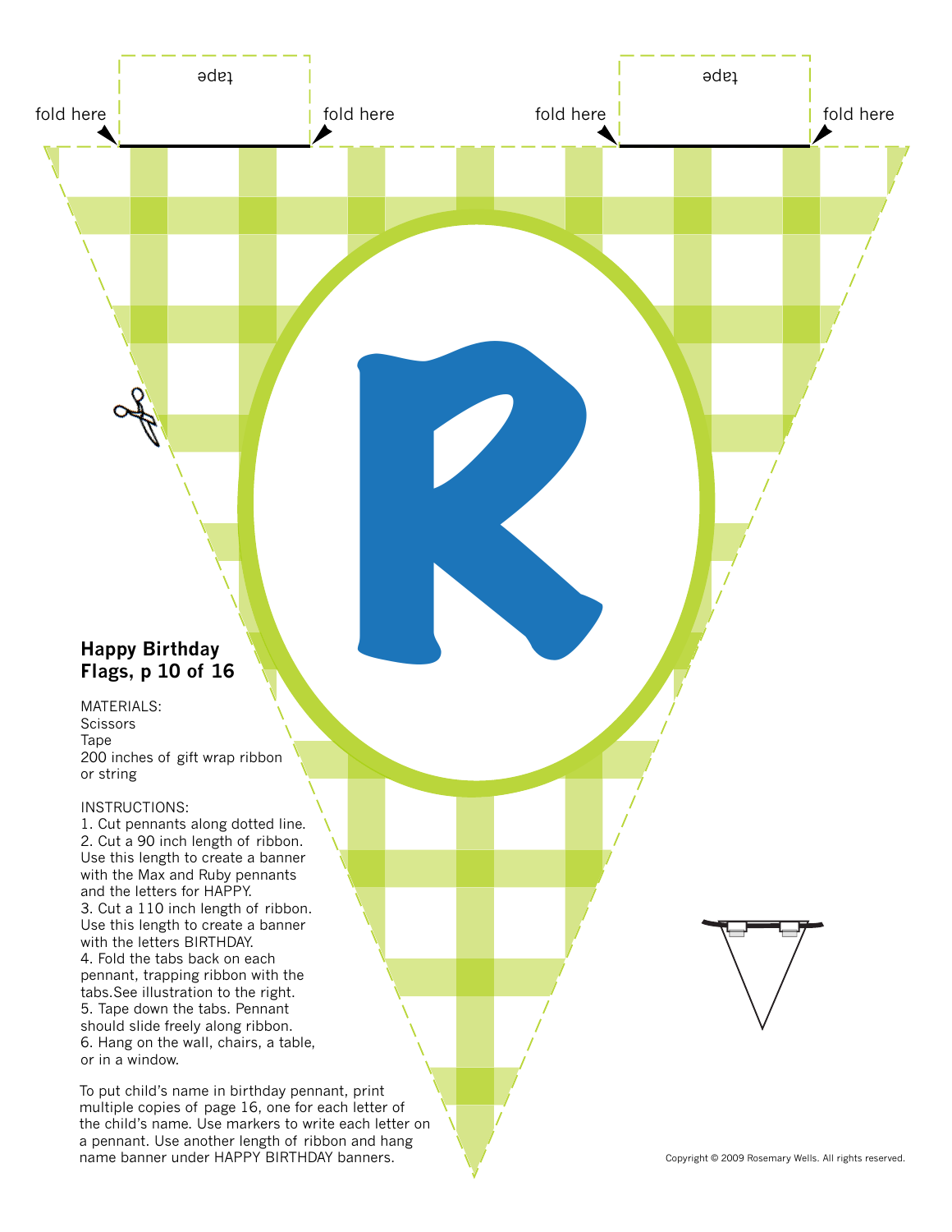tape

fold here

fold here

tape

fold here

fold here

R

**Happy Birthday Flags, p 10 of 16**

MATERIALS:
Scissors
Tape
200 inches of gift wrap ribbon or string

INSTRUCTIONS:
1. Cut pennants along dotted line.
2. Cut a 90 inch length of ribbon. Use this length to create a banner with the Max and Ruby pennants and the letters for HAPPY.
3. Cut a 110 inch length of ribbon. Use this length to create a banner with the letters BIRTHDAY.
4. Fold the tabs back on each pennant, trapping ribbon with the tabs.See illustration to the right.
5. Tape down the tabs. Pennant should slide freely along ribbon.
6. Hang on the wall, chairs, a table, or in a window.

To put child's name in birthday pennant, print multiple copies of page 16, one for each letter of the child's name. Use markers to write each letter on a pennant. Use another length of ribbon and hang name banner under HAPPY BIRTHDAY banners.

Copyright © 2009 Rosemary Wells. All rights reserved.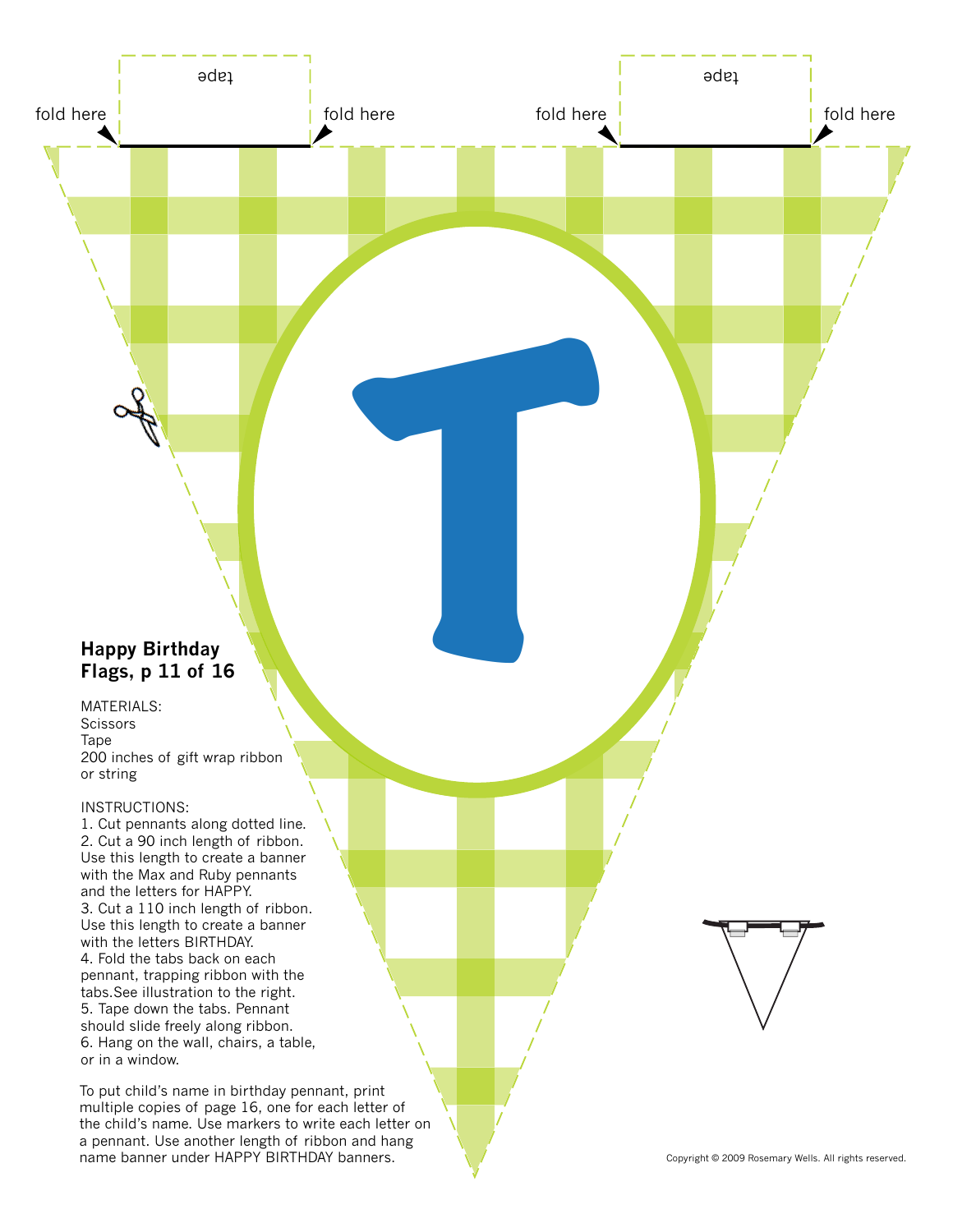tape

fold here

fold here

tape

fold here

fold here

T

**Happy Birthday Flags, p 11 of 16**

MATERIALS:
Scissors
Tape
200 inches of gift wrap ribbon or string

INSTRUCTIONS:
1. Cut pennants along dotted line.
2. Cut a 90 inch length of ribbon. Use this length to create a banner with the Max and Ruby pennants and the letters for HAPPY.
3. Cut a 110 inch length of ribbon. Use this length to create a banner with the letters BIRTHDAY.
4. Fold the tabs back on each pennant, trapping ribbon with the tabs.See illustration to the right.
5. Tape down the tabs. Pennant should slide freely along ribbon.
6. Hang on the wall, chairs, a table, or in a window.

To put child's name in birthday pennant, print multiple copies of page 16, one for each letter of the child's name. Use markers to write each letter on a pennant. Use another length of ribbon and hang name banner under HAPPY BIRTHDAY banners.

Copyright © 2009 Rosemary Wells. All rights reserved.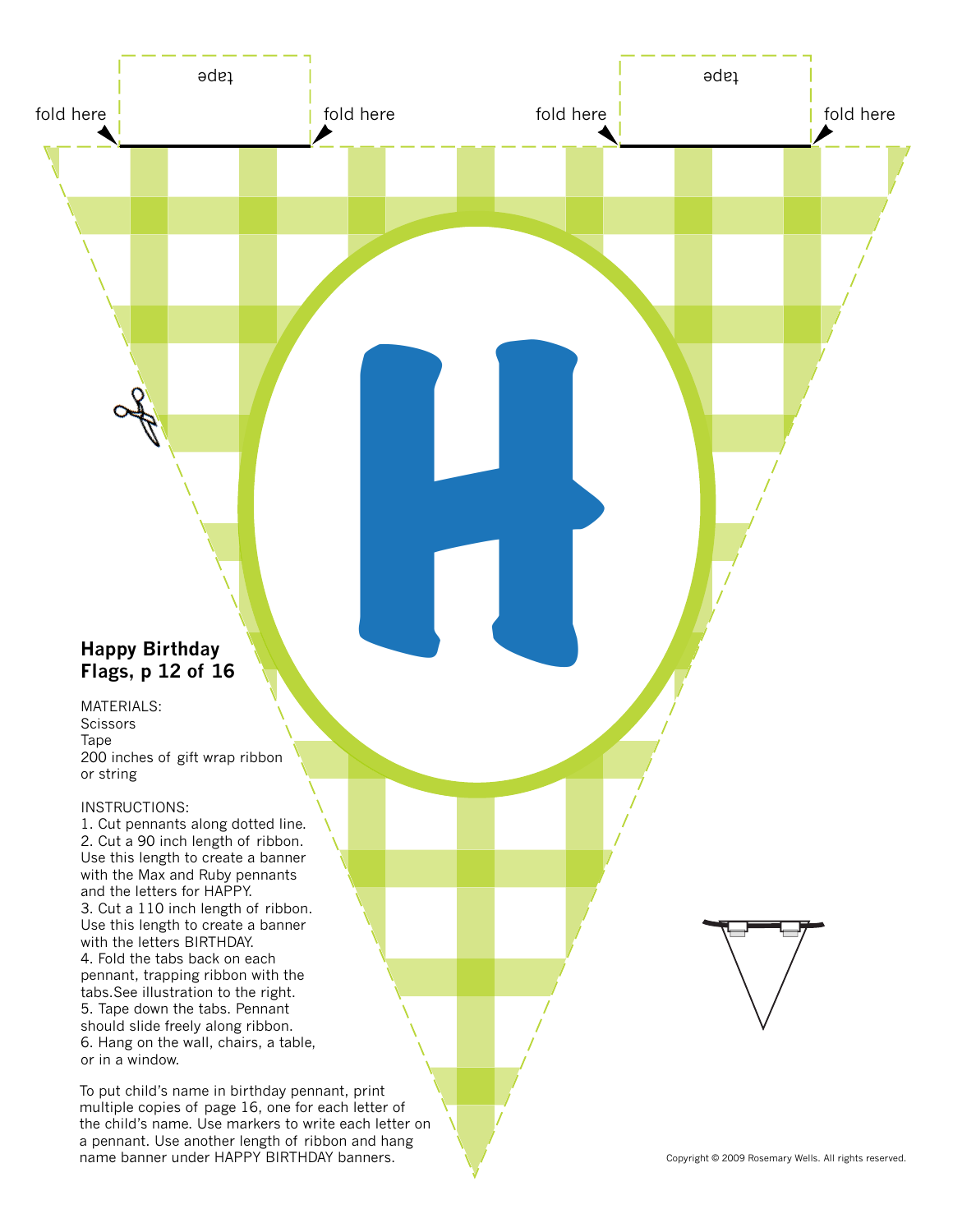tape

tape

fold here

fold here

fold here

fold here

H

**Happy Birthday Flags, p 12 of 16**

MATERIALS:
Scissors
Tape
200 inches of gift wrap ribbon or string

INSTRUCTIONS:
1. Cut pennants along dotted line.
2. Cut a 90 inch length of ribbon. Use this length to create a banner with the Max and Ruby pennants and the letters for HAPPY.
3. Cut a 110 inch length of ribbon. Use this length to create a banner with the letters BIRTHDAY.
4. Fold the tabs back on each pennant, trapping ribbon with the tabs.See illustration to the right.
5. Tape down the tabs. Pennant should slide freely along ribbon.
6. Hang on the wall, chairs, a table, or in a window.

To put child's name in birthday pennant, print multiple copies of page 16, one for each letter of the child's name. Use markers to write each letter on a pennant. Use another length of ribbon and hang name banner under HAPPY BIRTHDAY banners.

Copyright © 2009 Rosemary Wells. All rights reserved.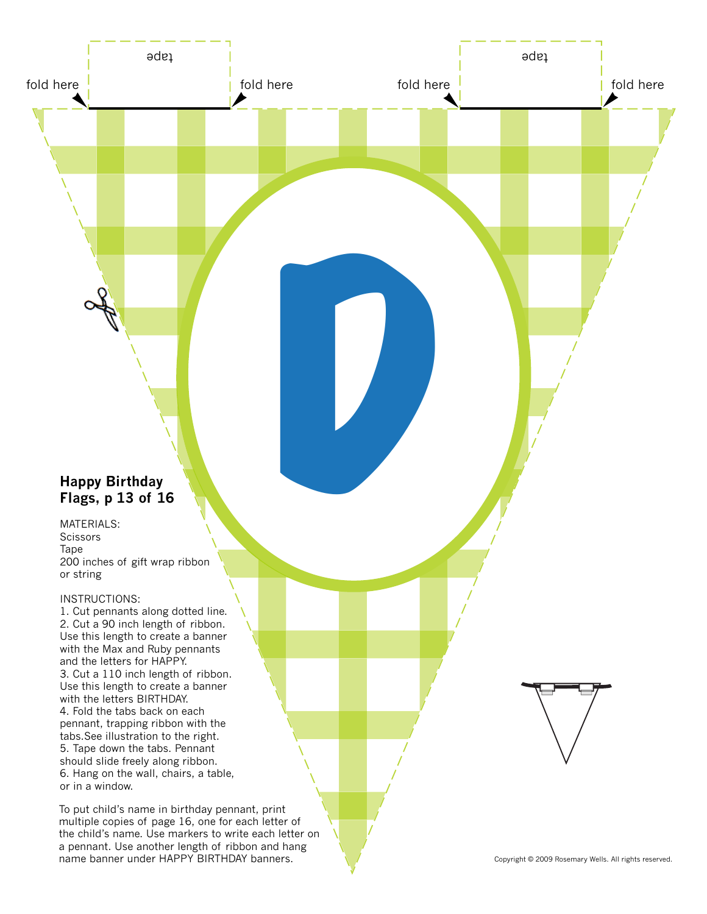tape

fold here

fold here

tape

fold here

fold here

D

## Happy Birthday Flags, p 13 of 16

MATERIALS:
Scissors
Tape
200 inches of gift wrap ribbon or string

INSTRUCTIONS:
1. Cut pennants along dotted line.
2. Cut a 90 inch length of ribbon. Use this length to create a banner with the Max and Ruby pennants and the letters for HAPPY.
3. Cut a 110 inch length of ribbon. Use this length to create a banner with the letters BIRTHDAY.
4. Fold the tabs back on each pennant, trapping ribbon with the tabs.See illustration to the right.
5. Tape down the tabs. Pennant should slide freely along ribbon.
6. Hang on the wall, chairs, a table, or in a window.

To put child's name in birthday pennant, print multiple copies of page 16, one for each letter of the child's name. Use markers to write each letter on a pennant. Use another length of ribbon and hang name banner under HAPPY BIRTHDAY banners.

Copyright © 2009 Rosemary Wells. All rights reserved.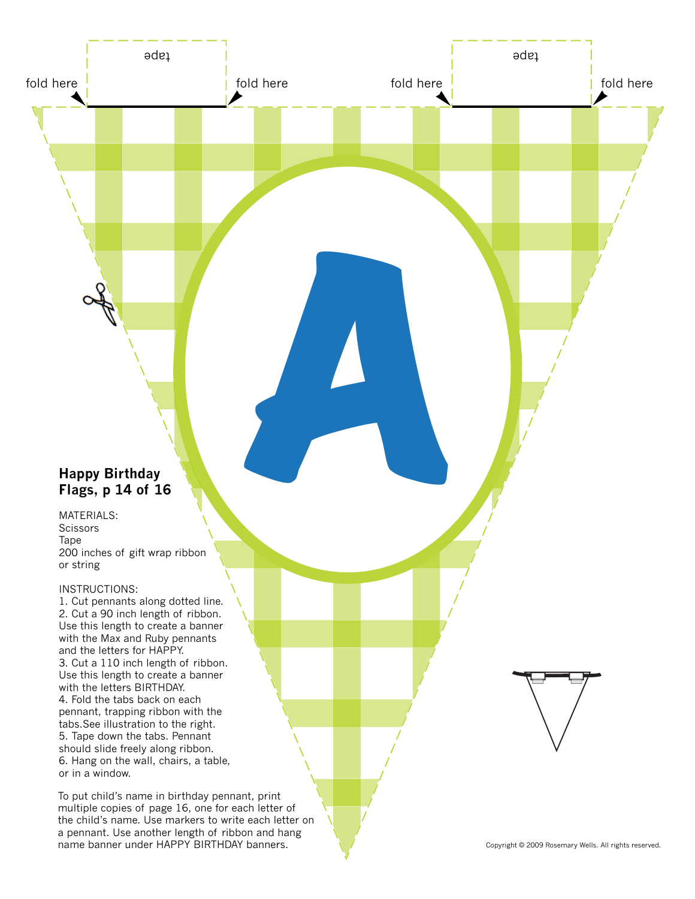tape

fold here

fold here

tape

fold here

fold here

A

**Happy Birthday Flags, p 14 of 16**

MATERIALS:
Scissors
Tape
200 inches of gift wrap ribbon or string

INSTRUCTIONS:
1. Cut pennants along dotted line.
2. Cut a 90 inch length of ribbon. Use this length to create a banner with the Max and Ruby pennants and the letters for HAPPY.
3. Cut a 110 inch length of ribbon. Use this length to create a banner with the letters BIRTHDAY.
4. Fold the tabs back on each pennant, trapping ribbon with the tabs.See illustration to the right.
5. Tape down the tabs. Pennant should slide freely along ribbon.
6. Hang on the wall, chairs, a table, or in a window.

To put child's name in birthday pennant, print multiple copies of page 16, one for each letter of the child's name. Use markers to write each letter on a pennant. Use another length of ribbon and hang name banner under HAPPY BIRTHDAY banners.

Copyright © 2009 Rosemary Wells. All rights reserved.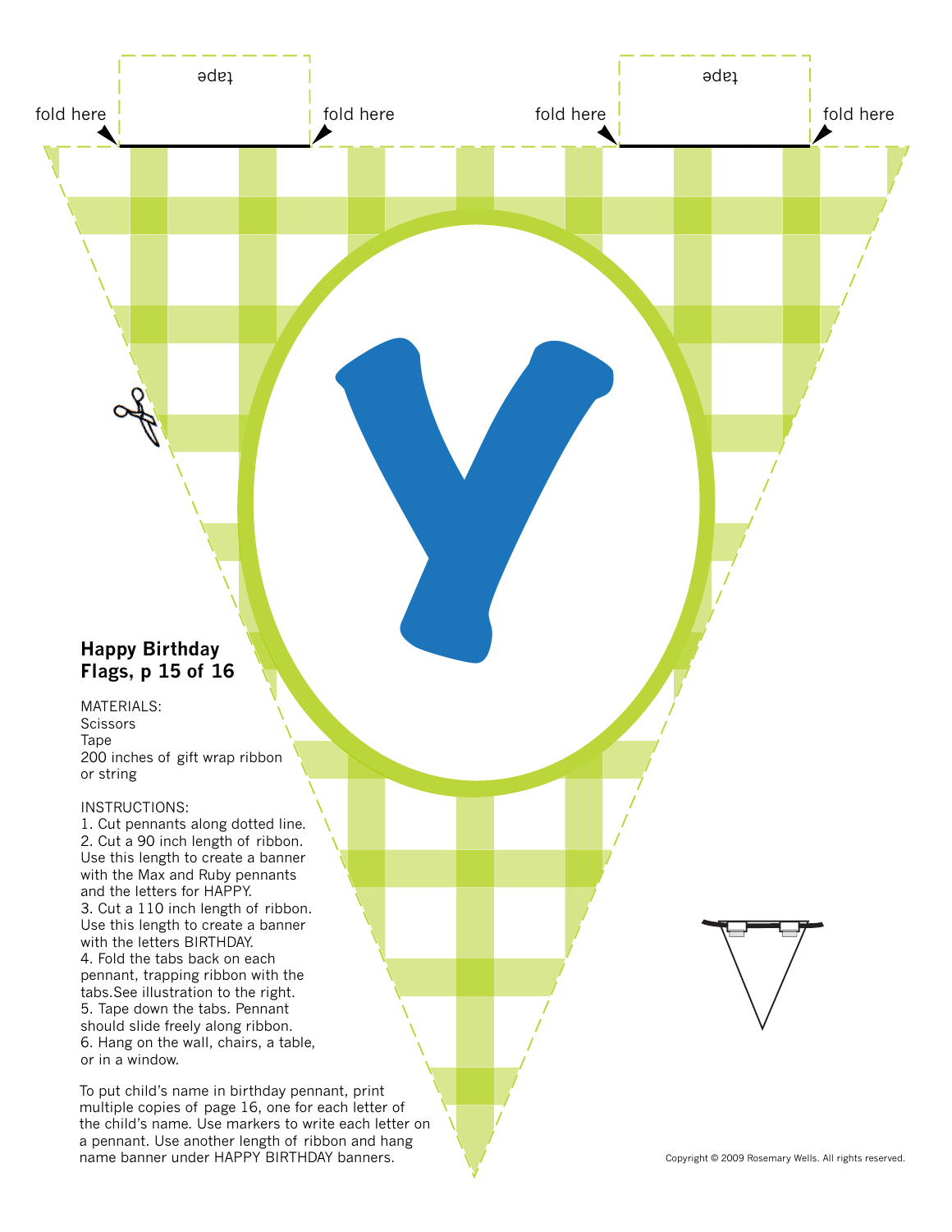tape

fold here

fold here

tape

fold here

fold here

Y

## Happy Birthday Flags, p 15 of 16

MATERIALS:
Scissors
Tape
200 inches of gift wrap ribbon or string

INSTRUCTIONS:
1. Cut pennants along dotted line.
2. Cut a 90 inch length of ribbon. Use this length to create a banner with the Max and Ruby pennants and the letters for HAPPY.
3. Cut a 110 inch length of ribbon. Use this length to create a banner with the letters BIRTHDAY.
4. Fold the tabs back on each pennant, trapping ribbon with the tabs.See illustration to the right.
5. Tape down the tabs. Pennant should slide freely along ribbon.
6. Hang on the wall, chairs, a table, or in a window.

To put child's name in birthday pennant, print multiple copies of page 16, one for each letter of the child's name. Use markers to write each letter on a pennant. Use another length of ribbon and hang name banner under HAPPY BIRTHDAY banners.

Copyright © 2009 Rosemary Wells. All rights reserved.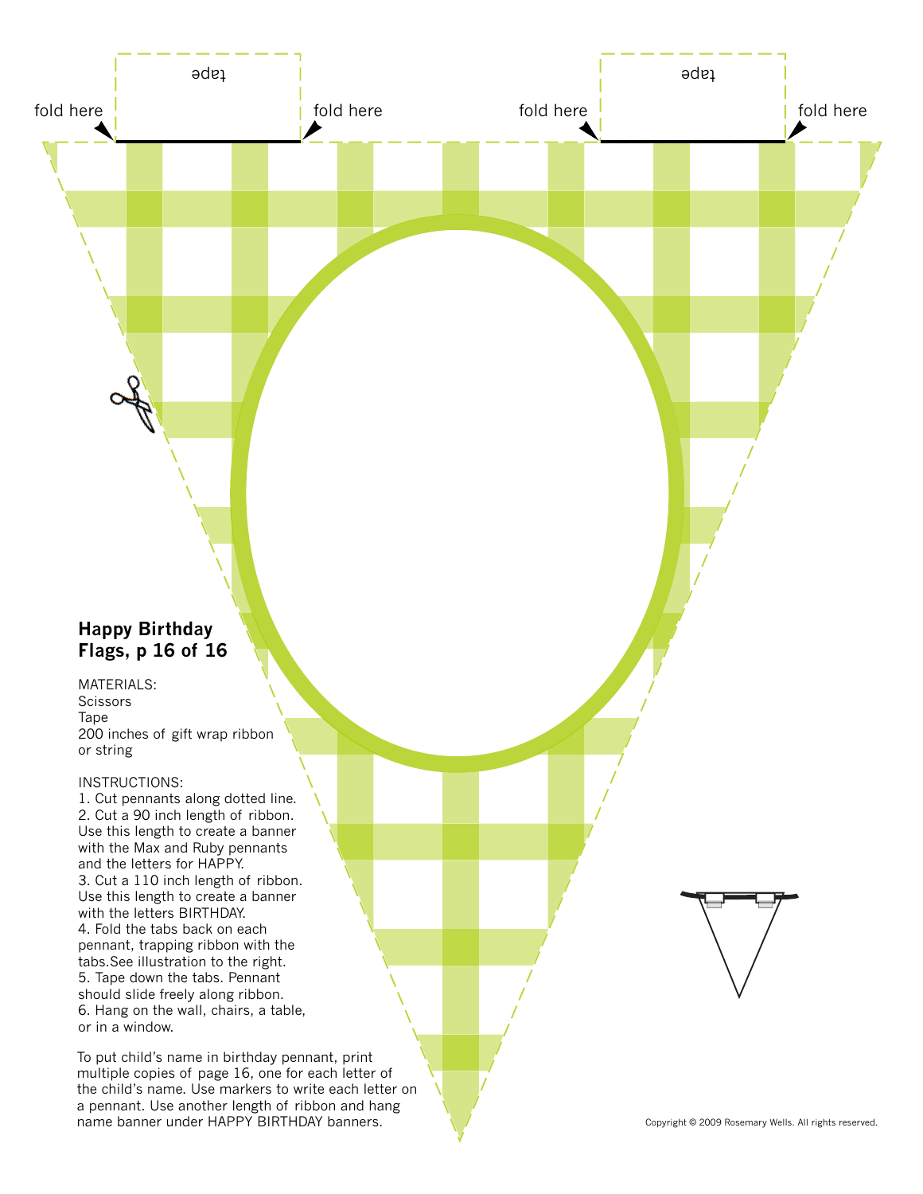tape

fold here

fold here

tape

fold here

fold here

## Happy Birthday Flags, p 16 of 16

MATERIALS:
Scissors
Tape
200 inches of gift wrap ribbon or string

INSTRUCTIONS:
1. Cut pennants along dotted line.
2. Cut a 90 inch length of ribbon. Use this length to create a banner with the Max and Ruby pennants and the letters for HAPPY.
3. Cut a 110 inch length of ribbon. Use this length to create a banner with the letters BIRTHDAY.
4. Fold the tabs back on each pennant, trapping ribbon with the tabs.See illustration to the right.
5. Tape down the tabs. Pennant should slide freely along ribbon.
6. Hang on the wall, chairs, a table, or in a window.

To put child's name in birthday pennant, print multiple copies of page 16, one for each letter of the child's name. Use markers to write each letter on a pennant. Use another length of ribbon and hang name banner under HAPPY BIRTHDAY banners.

Copyright © 2009 Rosemary Wells. All rights reserved.